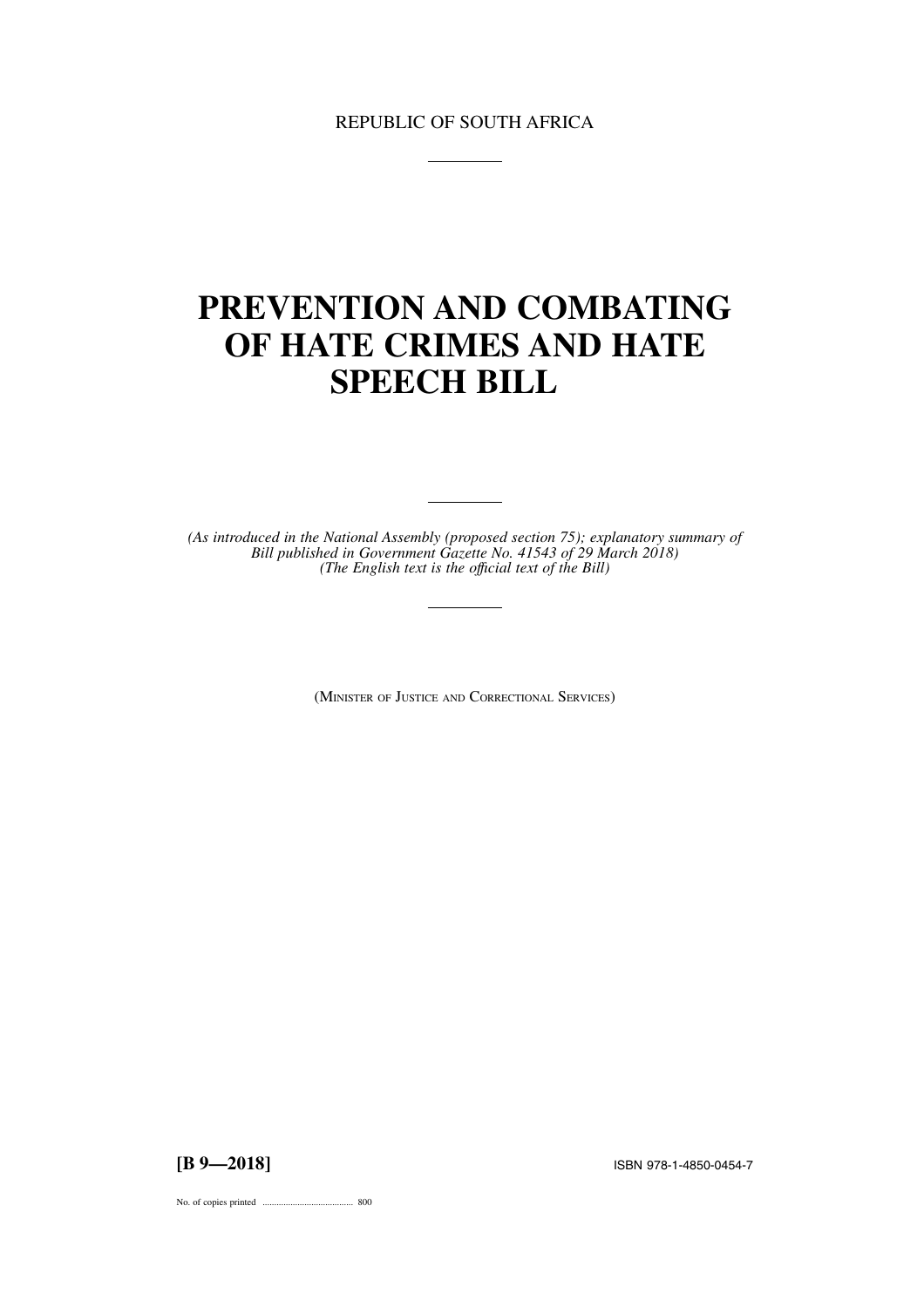REPUBLIC OF SOUTH AFRICA

# PREVENTION AND COMBATING OF HATE CRIMES AND HATE SPEECH BILL

*(As introduced in the National Assembly (proposed section 75); explanatory summary of Bill published in Government Gazette No. 41543 of 29 March 2018)*
*(The English text is the official text of the Bill)*

(MINISTER OF JUSTICE AND CORRECTIONAL SERVICES)

**[B 9—2018]** ISBN 978-1-4850-0454-7

No. of copies printed ....................................... 800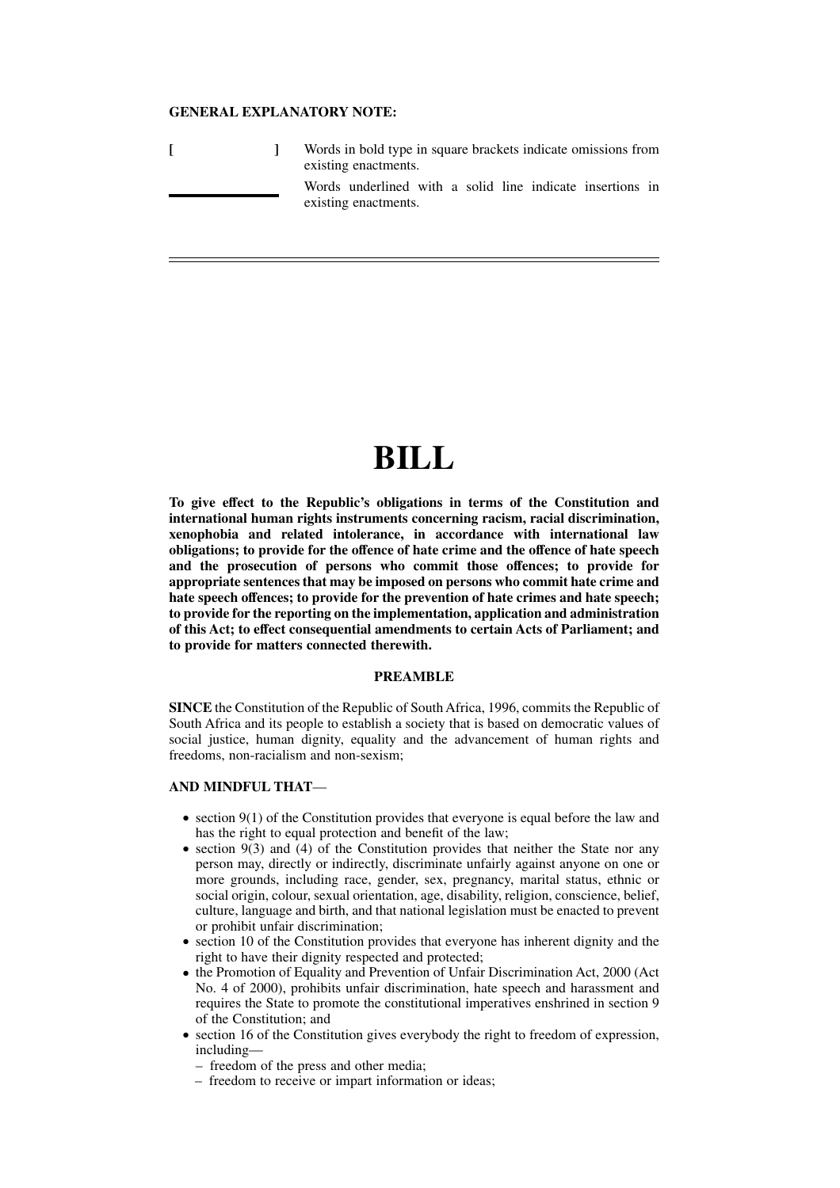**GENERAL EXPLANATORY NOTE:**

[ ] Words in bold type in square brackets indicate omissions from existing enactments.

\_\_\_\_\_\_\_\_\_\_ Words underlined with a solid line indicate insertions in existing enactments.

---

# BILL

**To give effect to the Republic's obligations in terms of the Constitution and international human rights instruments concerning racism, racial discrimination, xenophobia and related intolerance, in accordance with international law obligations; to provide for the offence of hate crime and the offence of hate speech and the prosecution of persons who commit those offences; to provide for appropriate sentences that may be imposed on persons who commit hate crime and hate speech offences; to provide for the prevention of hate crimes and hate speech; to provide for the reporting on the implementation, application and administration of this Act; to effect consequential amendments to certain Acts of Parliament; and to provide for matters connected therewith.**

**PREAMBLE**

**SINCE** the Constitution of the Republic of South Africa, 1996, commits the Republic of South Africa and its people to establish a society that is based on democratic values of social justice, human dignity, equality and the advancement of human rights and freedoms, non-racialism and non-sexism;

**AND MINDFUL THAT**—

- section 9(1) of the Constitution provides that everyone is equal before the law and has the right to equal protection and benefit of the law;
- section 9(3) and (4) of the Constitution provides that neither the State nor any person may, directly or indirectly, discriminate unfairly against anyone on one or more grounds, including race, gender, sex, pregnancy, marital status, ethnic or social origin, colour, sexual orientation, age, disability, religion, conscience, belief, culture, language and birth, and that national legislation must be enacted to prevent or prohibit unfair discrimination;
- section 10 of the Constitution provides that everyone has inherent dignity and the right to have their dignity respected and protected;
- the Promotion of Equality and Prevention of Unfair Discrimination Act, 2000 (Act No. 4 of 2000), prohibits unfair discrimination, hate speech and harassment and requires the State to promote the constitutional imperatives enshrined in section 9 of the Constitution; and
- section 16 of the Constitution gives everybody the right to freedom of expression, including—
  - freedom of the press and other media;
  - freedom to receive or impart information or ideas;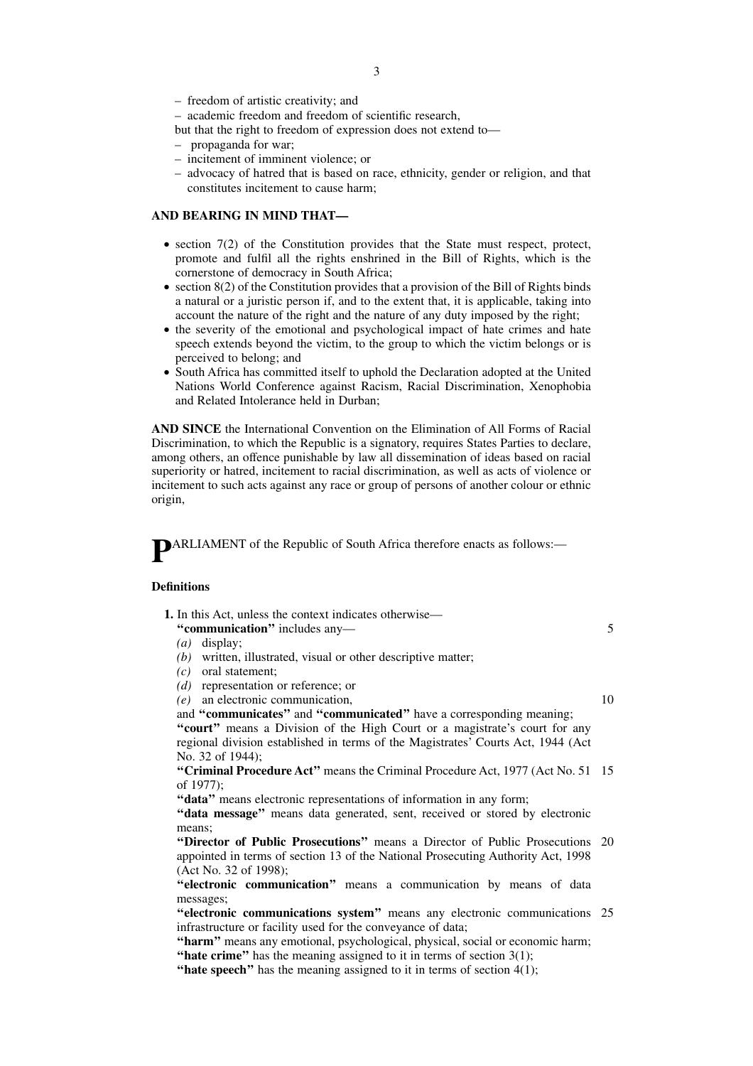– freedom of artistic creativity; and
– academic freedom and freedom of scientific research,

but that the right to freedom of expression does not extend to—

– propaganda for war;
– incitement of imminent violence; or
– advocacy of hatred that is based on race, ethnicity, gender or religion, and that constitutes incitement to cause harm;

**AND BEARING IN MIND THAT—**

- section 7(2) of the Constitution provides that the State must respect, protect, promote and fulfil all the rights enshrined in the Bill of Rights, which is the cornerstone of democracy in South Africa;
- section 8(2) of the Constitution provides that a provision of the Bill of Rights binds a natural or a juristic person if, and to the extent that, it is applicable, taking into account the nature of the right and the nature of any duty imposed by the right;
- the severity of the emotional and psychological impact of hate crimes and hate speech extends beyond the victim, to the group to which the victim belongs or is perceived to belong; and
- South Africa has committed itself to uphold the Declaration adopted at the United Nations World Conference against Racism, Racial Discrimination, Xenophobia and Related Intolerance held in Durban;

**AND SINCE** the International Convention on the Elimination of All Forms of Racial Discrimination, to which the Republic is a signatory, requires States Parties to declare, among others, an offence punishable by law all dissemination of ideas based on racial superiority or hatred, incitement to racial discrimination, as well as acts of violence or incitement to such acts against any race or group of persons of another colour or ethnic origin,

**P**ARLIAMENT of the Republic of South Africa therefore enacts as follows:—

**Definitions**

**1.** In this Act, unless the context indicates otherwise—

**"communication"** includes any—

*(a)* display;
*(b)* written, illustrated, visual or other descriptive matter;
*(c)* oral statement;
*(d)* representation or reference; or
*(e)* an electronic communication,

and **"communicates"** and **"communicated"** have a corresponding meaning;

**"court"** means a Division of the High Court or a magistrate's court for any regional division established in terms of the Magistrates' Courts Act, 1944 (Act No. 32 of 1944);

**"Criminal Procedure Act"** means the Criminal Procedure Act, 1977 (Act No. 51 of 1977);

**"data"** means electronic representations of information in any form;

**"data message"** means data generated, sent, received or stored by electronic means;

**"Director of Public Prosecutions"** means a Director of Public Prosecutions appointed in terms of section 13 of the National Prosecuting Authority Act, 1998 (Act No. 32 of 1998);

**"electronic communication"** means a communication by means of data messages;

**"electronic communications system"** means any electronic communications infrastructure or facility used for the conveyance of data;

**"harm"** means any emotional, psychological, physical, social or economic harm;

**"hate crime"** has the meaning assigned to it in terms of section 3(1);

**"hate speech"** has the meaning assigned to it in terms of section 4(1);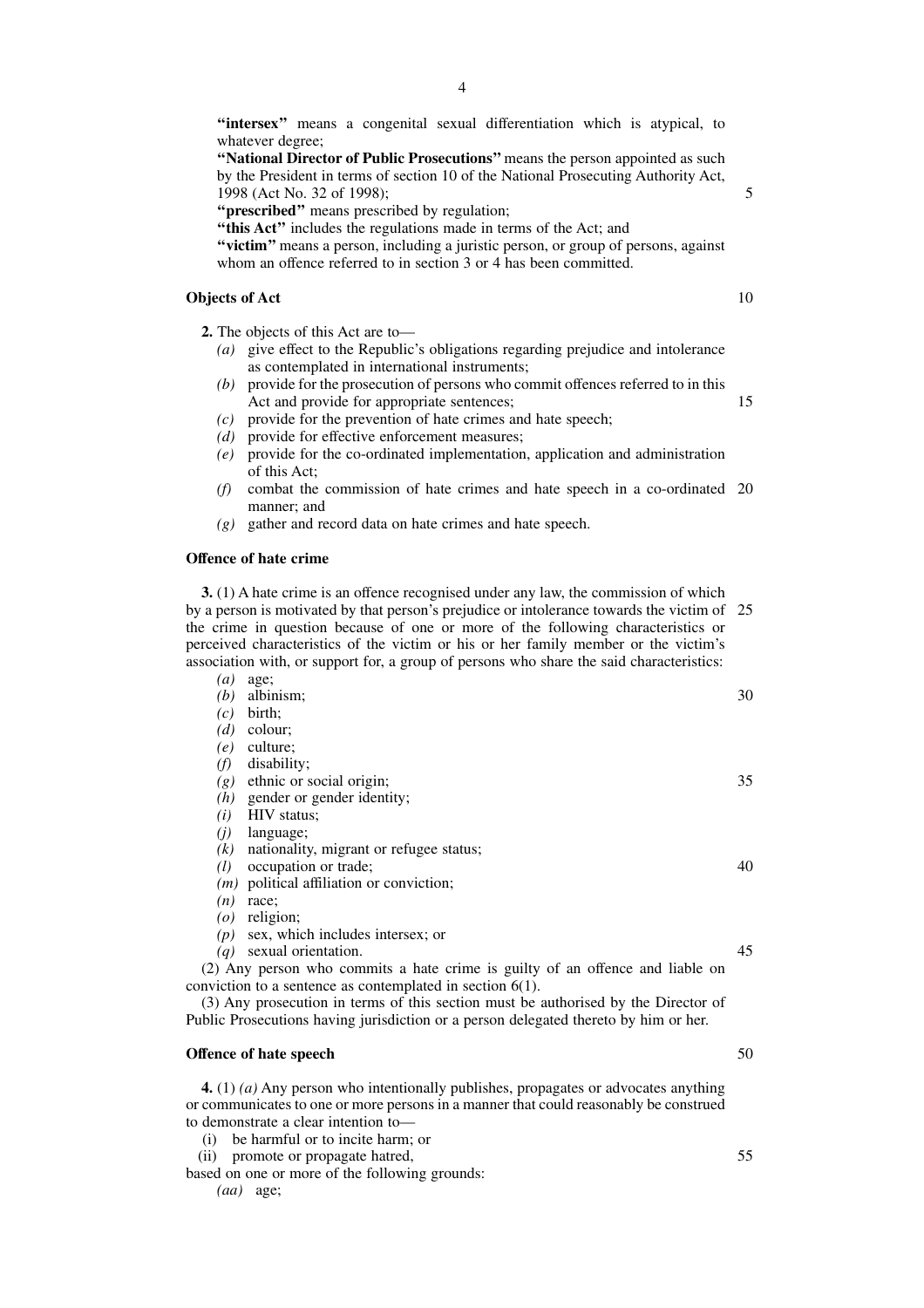**"intersex"** means a congenital sexual differentiation which is atypical, to whatever degree;

**"National Director of Public Prosecutions"** means the person appointed as such by the President in terms of section 10 of the National Prosecuting Authority Act, 1998 (Act No. 32 of 1998);

**"prescribed"** means prescribed by regulation;

**"this Act"** includes the regulations made in terms of the Act; and

**"victim"** means a person, including a juristic person, or group of persons, against whom an offence referred to in section 3 or 4 has been committed.

**Objects of Act**

**2.** The objects of this Act are to—

*(a)* give effect to the Republic's obligations regarding prejudice and intolerance as contemplated in international instruments;
*(b)* provide for the prosecution of persons who commit offences referred to in this Act and provide for appropriate sentences;
*(c)* provide for the prevention of hate crimes and hate speech;
*(d)* provide for effective enforcement measures;
*(e)* provide for the co-ordinated implementation, application and administration of this Act;
*(f)* combat the commission of hate crimes and hate speech in a co-ordinated manner; and
*(g)* gather and record data on hate crimes and hate speech.

**Offence of hate crime**

**3.** (1) A hate crime is an offence recognised under any law, the commission of which by a person is motivated by that person's prejudice or intolerance towards the victim of the crime in question because of one or more of the following characteristics or perceived characteristics of the victim or his or her family member or the victim's association with, or support for, a group of persons who share the said characteristics:

*(a)* age;
*(b)* albinism;
*(c)* birth;
*(d)* colour;
*(e)* culture;
*(f)* disability;
*(g)* ethnic or social origin;
*(h)* gender or gender identity;
*(i)* HIV status;
*(j)* language;
*(k)* nationality, migrant or refugee status;
*(l)* occupation or trade;
*(m)* political affiliation or conviction;
*(n)* race;
*(o)* religion;
*(p)* sex, which includes intersex; or
*(q)* sexual orientation.

(2) Any person who commits a hate crime is guilty of an offence and liable on conviction to a sentence as contemplated in section 6(1).

(3) Any prosecution in terms of this section must be authorised by the Director of Public Prosecutions having jurisdiction or a person delegated thereto by him or her.

**Offence of hate speech**

**4.** (1) *(a)* Any person who intentionally publishes, propagates or advocates anything or communicates to one or more persons in a manner that could reasonably be construed to demonstrate a clear intention to—

(i) be harmful or to incite harm; or
(ii) promote or propagate hatred,

based on one or more of the following grounds:

*(aa)* age;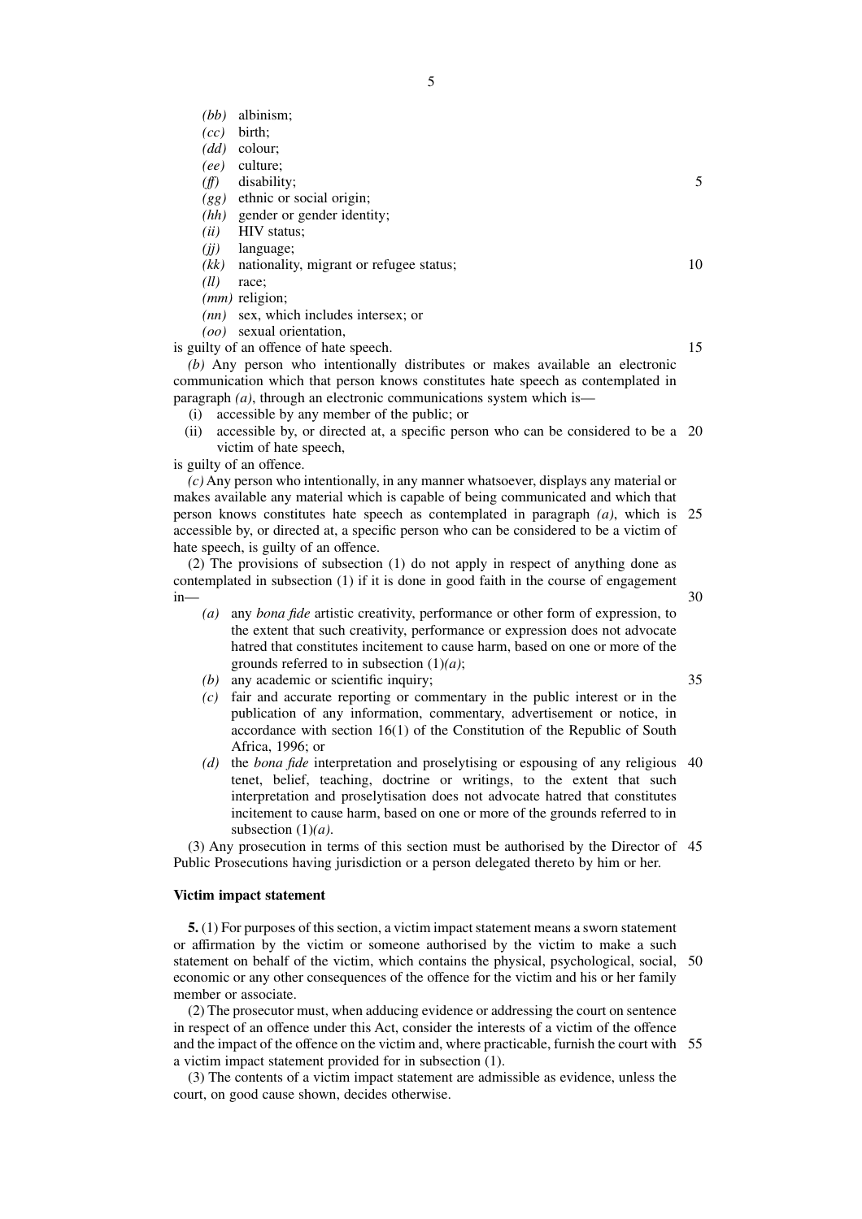- *(bb)* albinism;
- *(cc)* birth;
- *(dd)* colour;
- *(ee)* culture;
- *(ff)* disability;
- *(gg)* ethnic or social origin;
- *(hh)* gender or gender identity;
- *(ii)* HIV status;
- *(jj)* language;
- *(kk)* nationality, migrant or refugee status;
- *(ll)* race;
- *(mm)* religion;
- *(nn)* sex, which includes intersex; or
- *(oo)* sexual orientation,

is guilty of an offence of hate speech.

*(b)* Any person who intentionally distributes or makes available an electronic communication which that person knows constitutes hate speech as contemplated in paragraph *(a)*, through an electronic communications system which is—

- (i) accessible by any member of the public; or
- (ii) accessible by, or directed at, a specific person who can be considered to be a victim of hate speech,

is guilty of an offence.

*(c)* Any person who intentionally, in any manner whatsoever, displays any material or makes available any material which is capable of being communicated and which that person knows constitutes hate speech as contemplated in paragraph *(a)*, which is accessible by, or directed at, a specific person who can be considered to be a victim of hate speech, is guilty of an offence.

(2) The provisions of subsection (1) do not apply in respect of anything done as contemplated in subsection (1) if it is done in good faith in the course of engagement in—

- *(a)* any *bona fide* artistic creativity, performance or other form of expression, to the extent that such creativity, performance or expression does not advocate hatred that constitutes incitement to cause harm, based on one or more of the grounds referred to in subsection (1)*(a)*;
- *(b)* any academic or scientific inquiry;
- *(c)* fair and accurate reporting or commentary in the public interest or in the publication of any information, commentary, advertisement or notice, in accordance with section 16(1) of the Constitution of the Republic of South Africa, 1996; or
- *(d)* the *bona fide* interpretation and proselytising or espousing of any religious tenet, belief, teaching, doctrine or writings, to the extent that such interpretation and proselytisation does not advocate hatred that constitutes incitement to cause harm, based on one or more of the grounds referred to in subsection (1)*(a)*.

(3) Any prosecution in terms of this section must be authorised by the Director of Public Prosecutions having jurisdiction or a person delegated thereto by him or her.

**Victim impact statement**

**5.** (1) For purposes of this section, a victim impact statement means a sworn statement or affirmation by the victim or someone authorised by the victim to make a such statement on behalf of the victim, which contains the physical, psychological, social, economic or any other consequences of the offence for the victim and his or her family member or associate.

(2) The prosecutor must, when adducing evidence or addressing the court on sentence in respect of an offence under this Act, consider the interests of a victim of the offence and the impact of the offence on the victim and, where practicable, furnish the court with a victim impact statement provided for in subsection (1).

(3) The contents of a victim impact statement are admissible as evidence, unless the court, on good cause shown, decides otherwise.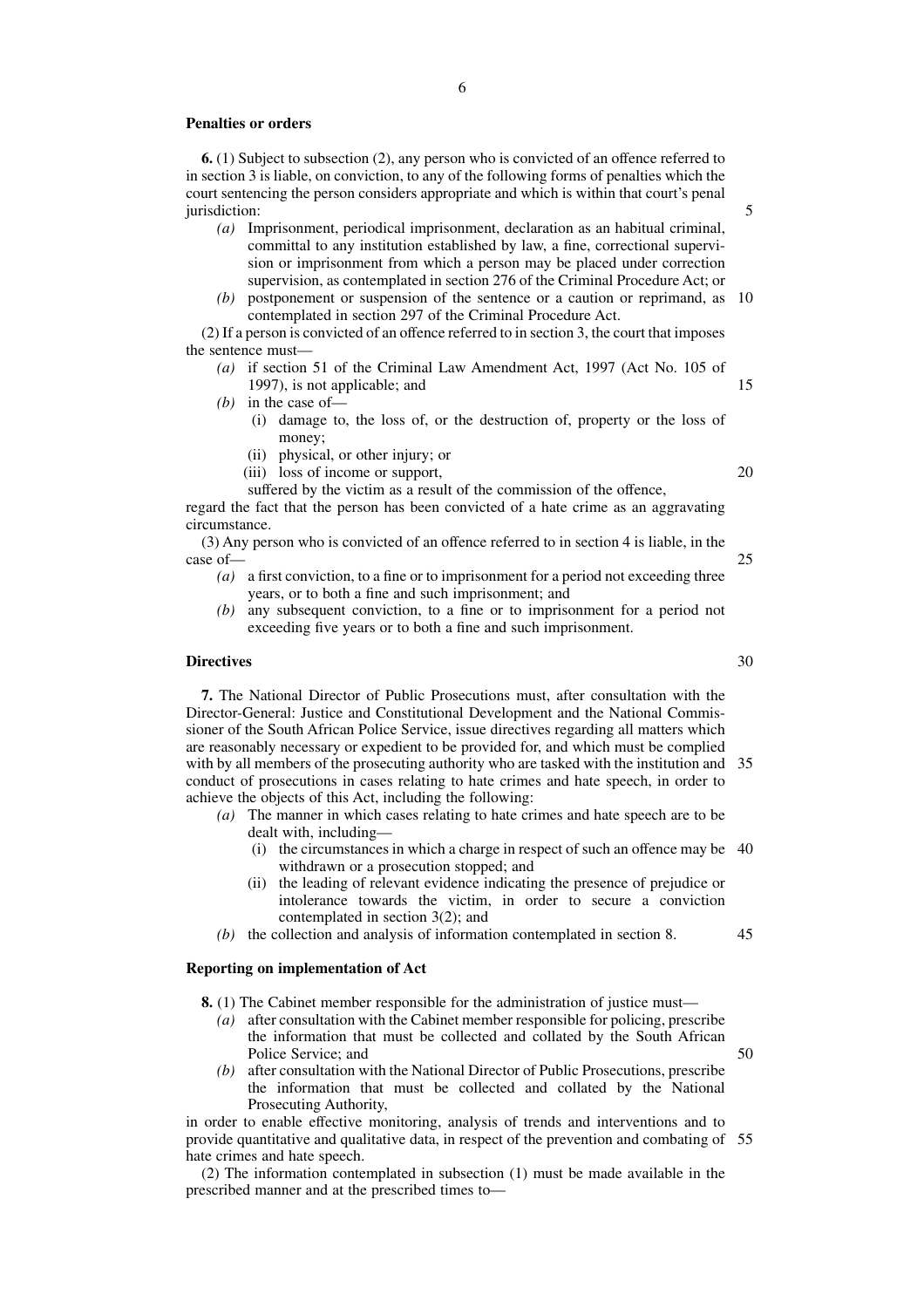**Penalties or orders**

**6.** (1) Subject to subsection (2), any person who is convicted of an offence referred to in section 3 is liable, on conviction, to any of the following forms of penalties which the court sentencing the person considers appropriate and which is within that court's penal jurisdiction:

*(a)* Imprisonment, periodical imprisonment, declaration as an habitual criminal, committal to any institution established by law, a fine, correctional supervision or imprisonment from which a person may be placed under correction supervision, as contemplated in section 276 of the Criminal Procedure Act; or

*(b)* postponement or suspension of the sentence or a caution or reprimand, as contemplated in section 297 of the Criminal Procedure Act.

(2) If a person is convicted of an offence referred to in section 3, the court that imposes the sentence must—

*(a)* if section 51 of the Criminal Law Amendment Act, 1997 (Act No. 105 of 1997), is not applicable; and

*(b)* in the case of—

(i) damage to, the loss of, or the destruction of, property or the loss of money;

(ii) physical, or other injury; or

(iii) loss of income or support,

suffered by the victim as a result of the commission of the offence,

regard the fact that the person has been convicted of a hate crime as an aggravating circumstance.

(3) Any person who is convicted of an offence referred to in section 4 is liable, in the case of—

*(a)* a first conviction, to a fine or to imprisonment for a period not exceeding three years, or to both a fine and such imprisonment; and

*(b)* any subsequent conviction, to a fine or to imprisonment for a period not exceeding five years or to both a fine and such imprisonment.

**Directives**

**7.** The National Director of Public Prosecutions must, after consultation with the Director-General: Justice and Constitutional Development and the National Commissioner of the South African Police Service, issue directives regarding all matters which are reasonably necessary or expedient to be provided for, and which must be complied with by all members of the prosecuting authority who are tasked with the institution and conduct of prosecutions in cases relating to hate crimes and hate speech, in order to achieve the objects of this Act, including the following:

*(a)* The manner in which cases relating to hate crimes and hate speech are to be dealt with, including—

(i) the circumstances in which a charge in respect of such an offence may be withdrawn or a prosecution stopped; and

(ii) the leading of relevant evidence indicating the presence of prejudice or intolerance towards the victim, in order to secure a conviction contemplated in section 3(2); and

*(b)* the collection and analysis of information contemplated in section 8.

**Reporting on implementation of Act**

**8.** (1) The Cabinet member responsible for the administration of justice must—

*(a)* after consultation with the Cabinet member responsible for policing, prescribe the information that must be collected and collated by the South African Police Service; and

*(b)* after consultation with the National Director of Public Prosecutions, prescribe the information that must be collected and collated by the National Prosecuting Authority,

in order to enable effective monitoring, analysis of trends and interventions and to provide quantitative and qualitative data, in respect of the prevention and combating of hate crimes and hate speech.

(2) The information contemplated in subsection (1) must be made available in the prescribed manner and at the prescribed times to—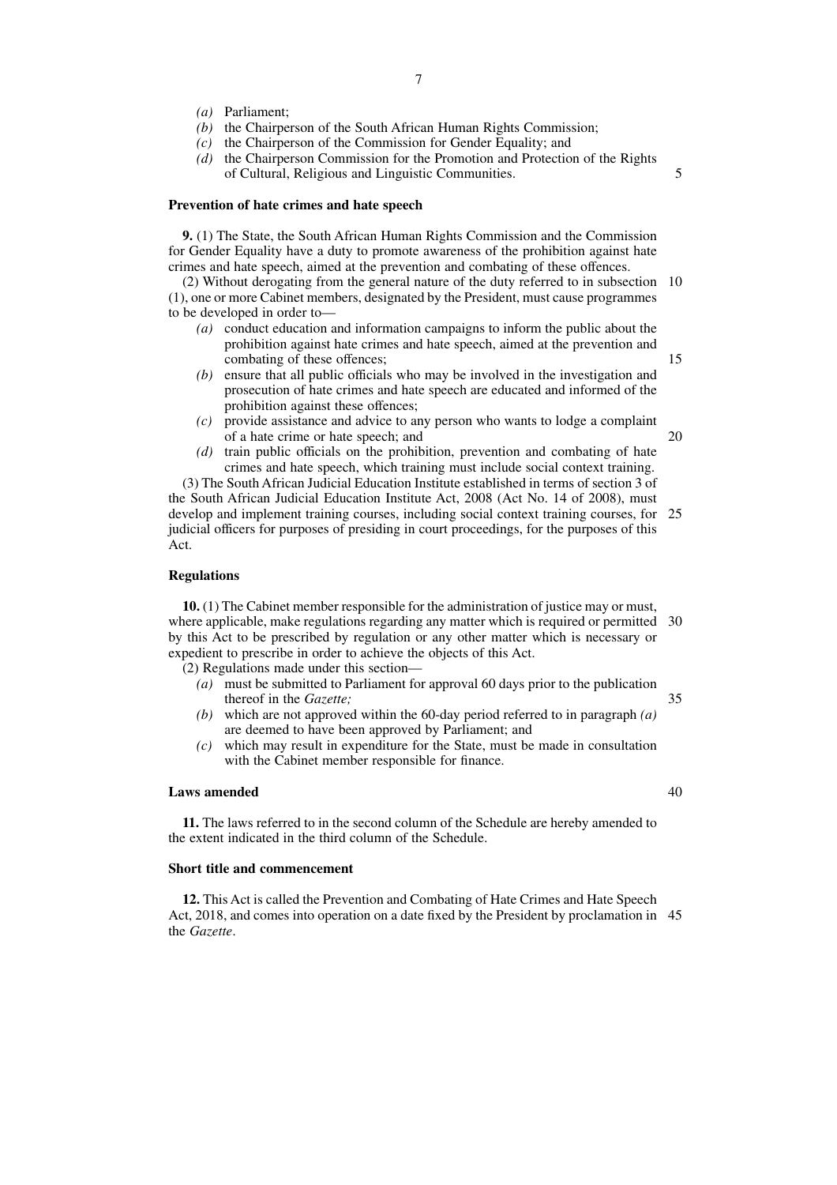*(a)* Parliament;
*(b)* the Chairperson of the South African Human Rights Commission;
*(c)* the Chairperson of the Commission for Gender Equality; and
*(d)* the Chairperson Commission for the Promotion and Protection of the Rights of Cultural, Religious and Linguistic Communities.

**Prevention of hate crimes and hate speech**

**9.** (1) The State, the South African Human Rights Commission and the Commission for Gender Equality have a duty to promote awareness of the prohibition against hate crimes and hate speech, aimed at the prevention and combating of these offences.

(2) Without derogating from the general nature of the duty referred to in subsection (1), one or more Cabinet members, designated by the President, must cause programmes to be developed in order to—

*(a)* conduct education and information campaigns to inform the public about the prohibition against hate crimes and hate speech, aimed at the prevention and combating of these offences;
*(b)* ensure that all public officials who may be involved in the investigation and prosecution of hate crimes and hate speech are educated and informed of the prohibition against these offences;
*(c)* provide assistance and advice to any person who wants to lodge a complaint of a hate crime or hate speech; and
*(d)* train public officials on the prohibition, prevention and combating of hate crimes and hate speech, which training must include social context training.

(3) The South African Judicial Education Institute established in terms of section 3 of the South African Judicial Education Institute Act, 2008 (Act No. 14 of 2008), must develop and implement training courses, including social context training courses, for judicial officers for purposes of presiding in court proceedings, for the purposes of this Act.

**Regulations**

**10.** (1) The Cabinet member responsible for the administration of justice may or must, where applicable, make regulations regarding any matter which is required or permitted by this Act to be prescribed by regulation or any other matter which is necessary or expedient to prescribe in order to achieve the objects of this Act.

(2) Regulations made under this section—

*(a)* must be submitted to Parliament for approval 60 days prior to the publication thereof in the *Gazette;*
*(b)* which are not approved within the 60-day period referred to in paragraph *(a)* are deemed to have been approved by Parliament; and
*(c)* which may result in expenditure for the State, must be made in consultation with the Cabinet member responsible for finance.

**Laws amended**

**11.** The laws referred to in the second column of the Schedule are hereby amended to the extent indicated in the third column of the Schedule.

**Short title and commencement**

**12.** This Act is called the Prevention and Combating of Hate Crimes and Hate Speech Act, 2018, and comes into operation on a date fixed by the President by proclamation in the *Gazette*.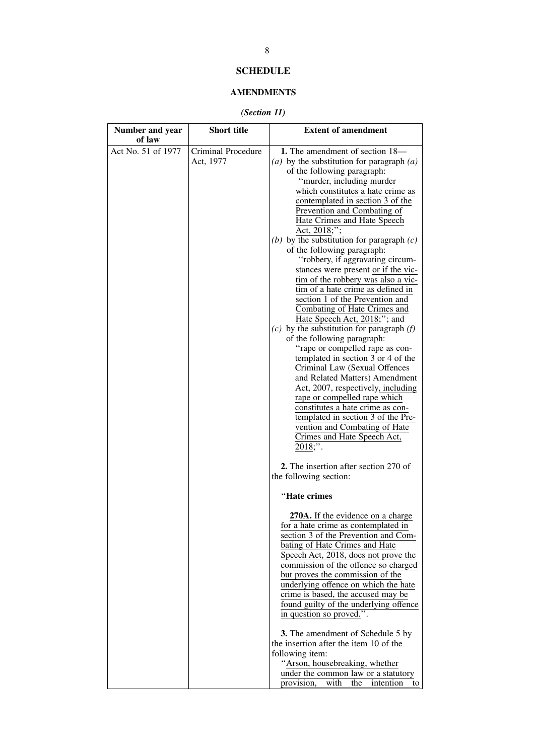# SCHEDULE

## AMENDMENTS

*(Section 11)*

| Number and year of law | Short title | Extent of amendment |
|---|---|---|
| Act No. 51 of 1977 | Criminal Procedure Act, 1977 | **1.** The amendment of section 18—<br>*(a)* by the substitution for paragraph *(a)* of the following paragraph:<br>''murder, including murder which constitutes a hate crime as contemplated in section 3 of the Prevention and Combating of Hate Crimes and Hate Speech Act, 2018;'';<br>*(b)* by the substitution for paragraph *(c)* of the following paragraph:<br>''robbery, if aggravating circumstances were present or if the victim of the robbery was also a victim of a hate crime as defined in section 1 of the Prevention and Combating of Hate Crimes and Hate Speech Act, 2018;''; and<br>*(c)* by the substitution for paragraph *(f)* of the following paragraph:<br>''rape or compelled rape as contemplated in section 3 or 4 of the Criminal Law (Sexual Offences and Related Matters) Amendment Act, 2007, respectively, including rape or compelled rape which constitutes a hate crime as contemplated in section 3 of the Prevention and Combating of Hate Crimes and Hate Speech Act, 2018;''.<br><br>**2.** The insertion after section 270 of the following section:<br><br>''**Hate crimes**<br><br>**270A.** If the evidence on a charge for a hate crime as contemplated in section 3 of the Prevention and Combating of Hate Crimes and Hate Speech Act, 2018, does not prove the commission of the offence so charged but proves the commission of the underlying offence on which the hate crime is based, the accused may be found guilty of the underlying offence in question so proved.''.<br><br>**3.** The amendment of Schedule 5 by the insertion after the item 10 of the following item:<br>''Arson, housebreaking, whether under the common law or a statutory provision, with the intention to |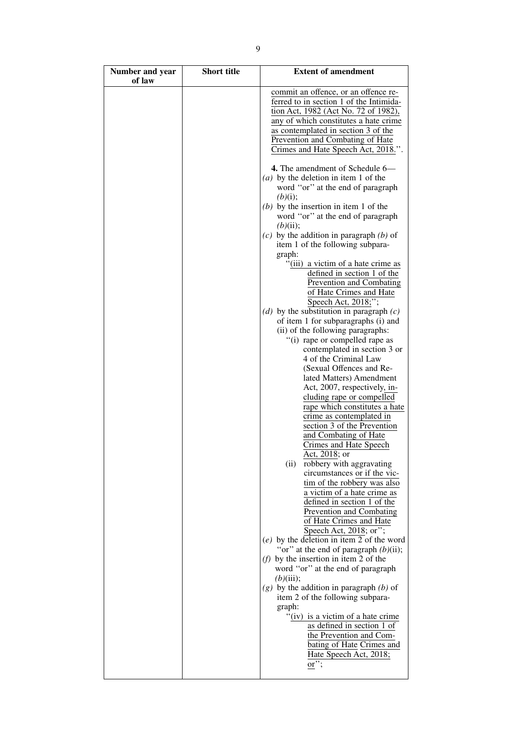| Number and year of law | Short title | Extent of amendment |
|---|---|---|
| | | commit an offence, or an offence referred to in section 1 of the Intimidation Act, 1982 (Act No. 72 of 1982), any of which constitutes a hate crime as contemplated in section 3 of the Prevention and Combating of Hate Crimes and Hate Speech Act, 2018.''.<br><br>**4.** The amendment of Schedule 6—<br>*(a)* by the deletion in item 1 of the word ''or'' at the end of paragraph *(b)*(i);<br>*(b)* by the insertion in item 1 of the word ''or'' at the end of paragraph *(b)*(ii);<br>*(c)* by the addition in paragraph *(b)* of item 1 of the following subparagraph:<br>''(iii) a victim of a hate crime as defined in section 1 of the Prevention and Combating of Hate Crimes and Hate Speech Act, 2018;'';<br>*(d)* by the substitution in paragraph *(c)* of item 1 for subparagraphs (i) and (ii) of the following paragraphs:<br>''(i) rape or compelled rape as contemplated in section 3 or 4 of the Criminal Law (Sexual Offences and Related Matters) Amendment Act, 2007, respectively, including rape or compelled rape which constitutes a hate crime as contemplated in section 3 of the Prevention and Combating of Hate Crimes and Hate Speech Act, 2018; or<br>(ii) robbery with aggravating circumstances or if the victim of the robbery was also a victim of a hate crime as defined in section 1 of the Prevention and Combating of Hate Crimes and Hate Speech Act, 2018; or'';<br>*(e)* by the deletion in item 2 of the word ''or'' at the end of paragraph *(b)*(ii);<br>*(f)* by the insertion in item 2 of the word ''or'' at the end of paragraph *(b)*(iii);<br>*(g)* by the addition in paragraph *(b)* of item 2 of the following subparagraph:<br>''(iv) is a victim of a hate crime as defined in section 1 of the Prevention and Combating of Hate Crimes and Hate Speech Act, 2018; or''; |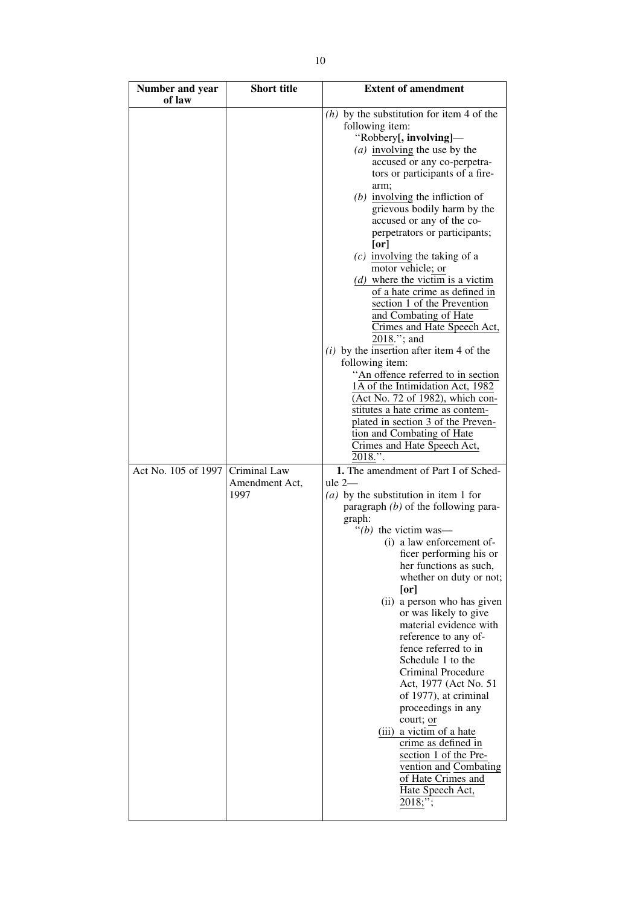| Number and year of law | Short title | Extent of amendment |
|---|---|---|
| | | *(h)* by the substitution for item 4 of the following item:<br>''Robbery**[, involving]**—<br>*(a)* involving the use by the accused or any co-perpetrators or participants of a firearm;<br>*(b)* involving the infliction of grievous bodily harm by the accused or any of the co-perpetrators or participants; **[or]**<br>*(c)* involving the taking of a motor vehicle; or<br>*(d)* where the victim is a victim of a hate crime as defined in section 1 of the Prevention and Combating of Hate Crimes and Hate Speech Act, 2018.''; and<br>*(i)* by the insertion after item 4 of the following item:<br>''An offence referred to in section 1A of the Intimidation Act, 1982 (Act No. 72 of 1982), which constitutes a hate crime as contemplated in section 3 of the Prevention and Combating of Hate Crimes and Hate Speech Act, 2018.''. |
| Act No. 105 of 1997 | Criminal Law Amendment Act, 1997 | **1.** The amendment of Part I of Schedule 2—<br>*(a)* by the substitution in item 1 for paragraph *(b)* of the following paragraph:<br>''*(b)* the victim was—<br>(i) a law enforcement officer performing his or her functions as such, whether on duty or not; **[or]**<br>(ii) a person who has given or was likely to give material evidence with reference to any offence referred to in Schedule 1 to the Criminal Procedure Act, 1977 (Act No. 51 of 1977), at criminal proceedings in any court; or<br>(iii) a victim of a hate crime as defined in section 1 of the Prevention and Combating of Hate Crimes and Hate Speech Act, 2018;''; |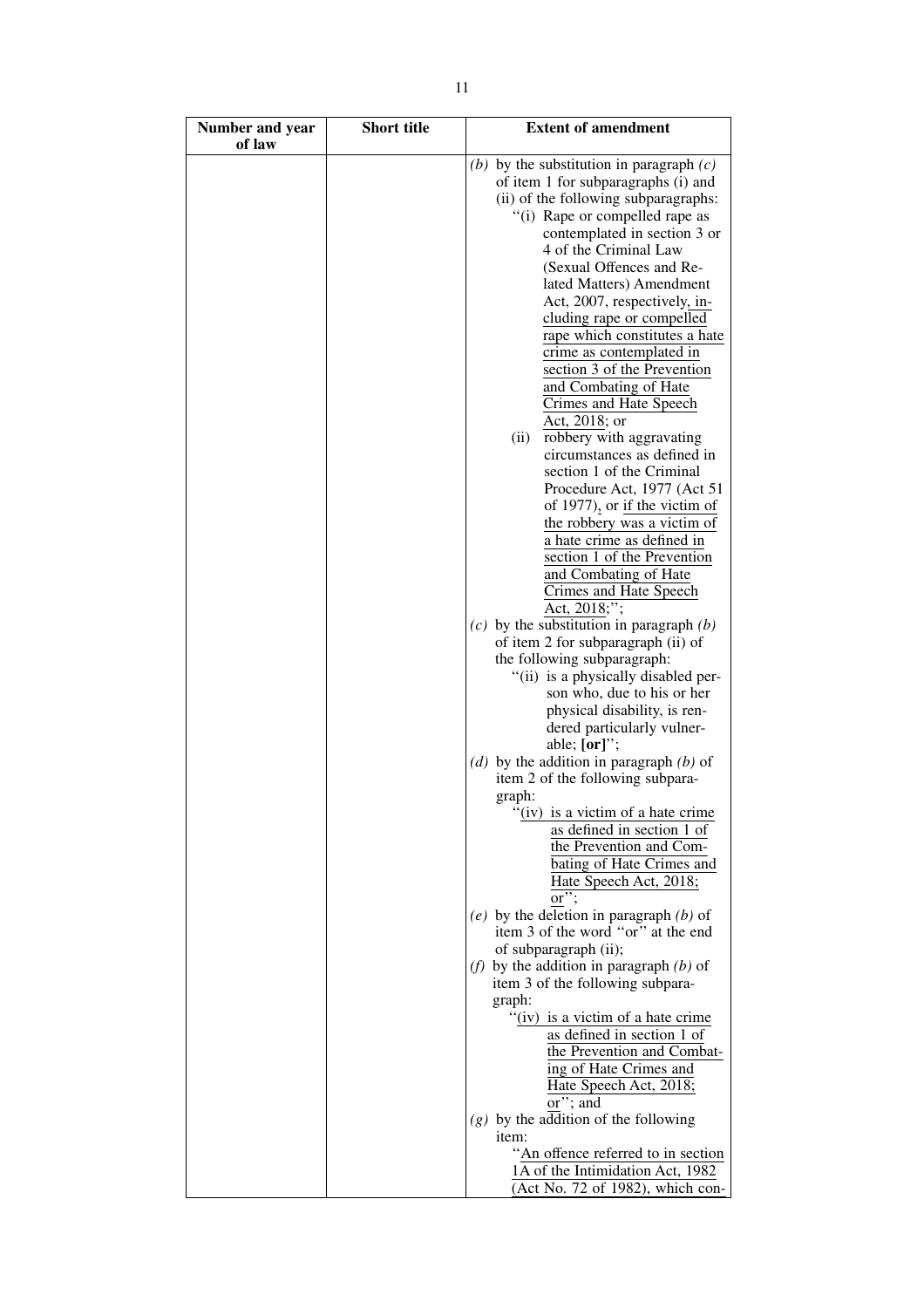| Number and year of law | Short title | Extent of amendment |
| --- | --- | --- |
| | | *(b)* by the substitution in paragraph *(c)* of item 1 for subparagraphs (i) and (ii) of the following subparagraphs:<br>''(i) Rape or compelled rape as contemplated in section 3 or 4 of the Criminal Law (Sexual Offences and Related Matters) Amendment Act, 2007, respectively, including rape or compelled rape which constitutes a hate crime as contemplated in section 3 of the Prevention and Combating of Hate Crimes and Hate Speech Act, 2018; or<br>(ii) robbery with aggravating circumstances as defined in section 1 of the Criminal Procedure Act, 1977 (Act 51 of 1977), or if the victim of the robbery was a victim of a hate crime as defined in section 1 of the Prevention and Combating of Hate Crimes and Hate Speech Act, 2018;'';<br>*(c)* by the substitution in paragraph *(b)* of item 2 for subparagraph (ii) of the following subparagraph:<br>''(ii) is a physically disabled person who, due to his or her physical disability, is rendered particularly vulnerable; **[or]**'';<br>*(d)* by the addition in paragraph *(b)* of item 2 of the following subparagraph:<br>''(iv) is a victim of a hate crime as defined in section 1 of the Prevention and Combating of Hate Crimes and Hate Speech Act, 2018; or'';<br>*(e)* by the deletion in paragraph *(b)* of item 3 of the word ''or'' at the end of subparagraph (ii);<br>*(f)* by the addition in paragraph *(b)* of item 3 of the following subparagraph:<br>''(iv) is a victim of a hate crime as defined in section 1 of the Prevention and Combating of Hate Crimes and Hate Speech Act, 2018; or''; and<br>*(g)* by the addition of the following item:<br>''An offence referred to in section 1A of the Intimidation Act, 1982 (Act No. 72 of 1982), which con- |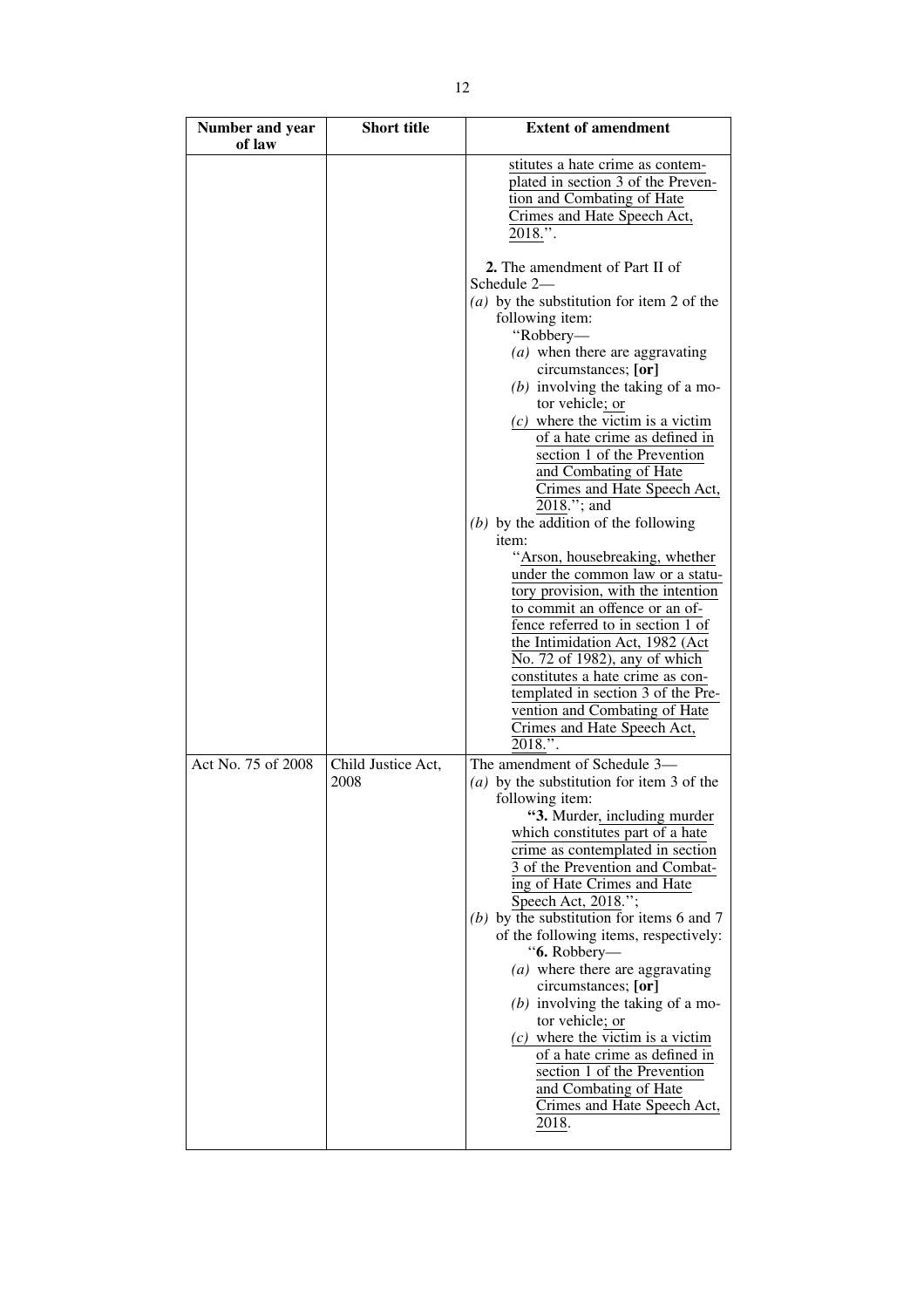| Number and year of law | Short title | Extent of amendment |
|---|---|---|
| | | stitutes a hate crime as contemplated in section 3 of the Prevention and Combating of Hate Crimes and Hate Speech Act, 2018.''.<br><br>**2.** The amendment of Part II of Schedule 2—<br>*(a)* by the substitution for item 2 of the following item:<br>''Robbery—<br>*(a)* when there are aggravating circumstances; **[or]**<br>*(b)* involving the taking of a motor vehicle; or<br>*(c)* where the victim is a victim of a hate crime as defined in section 1 of the Prevention and Combating of Hate Crimes and Hate Speech Act, 2018.''; and<br>*(b)* by the addition of the following item:<br>''Arson, housebreaking, whether under the common law or a statutory provision, with the intention to commit an offence or an offence referred to in section 1 of the Intimidation Act, 1982 (Act No. 72 of 1982), any of which constitutes a hate crime as contemplated in section 3 of the Prevention and Combating of Hate Crimes and Hate Speech Act, 2018.''. |
| Act No. 75 of 2008 | Child Justice Act, 2008 | The amendment of Schedule 3—<br>*(a)* by the substitution for item 3 of the following item:<br>**''3.** Murder, including murder which constitutes part of a hate crime as contemplated in section 3 of the Prevention and Combating of Hate Crimes and Hate Speech Act, 2018.'';<br>*(b)* by the substitution for items 6 and 7 of the following items, respectively:<br>''**6.** Robbery—<br>*(a)* where there are aggravating circumstances; **[or]**<br>*(b)* involving the taking of a motor vehicle; or<br>*(c)* where the victim is a victim of a hate crime as defined in section 1 of the Prevention and Combating of Hate Crimes and Hate Speech Act, 2018. |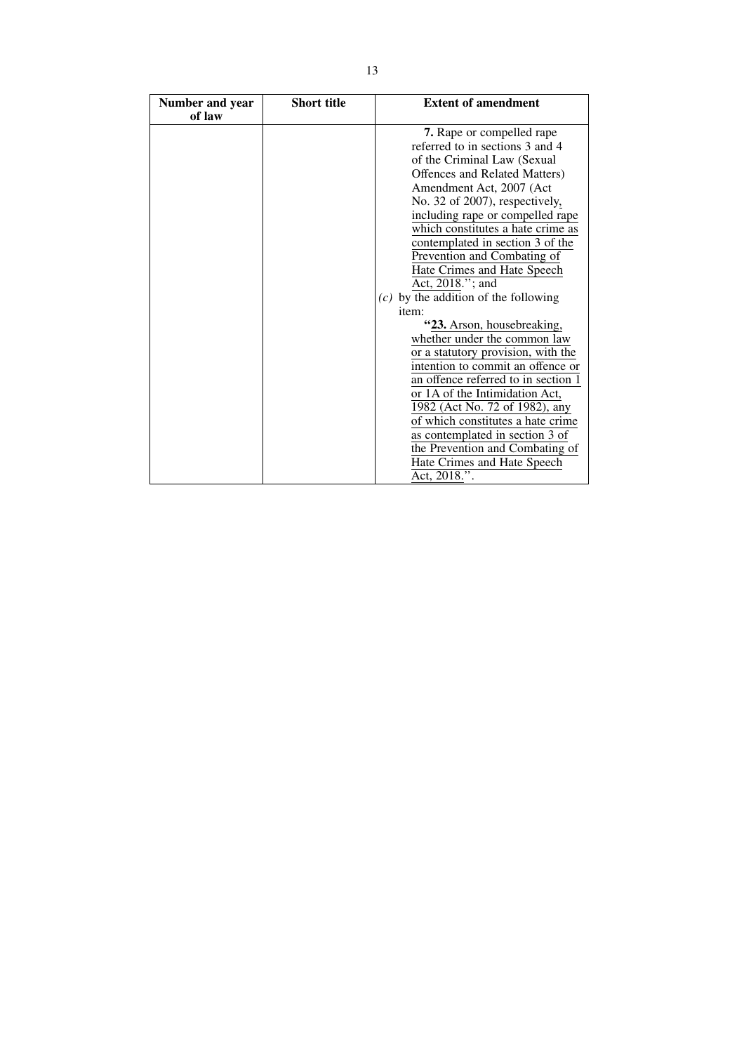| Number and year of law | Short title | Extent of amendment |
|---|---|---|
| | | **7.** Rape or compelled rape referred to in sections 3 and 4 of the Criminal Law (Sexual Offences and Related Matters) Amendment Act, 2007 (Act No. 32 of 2007), respectively, including rape or compelled rape which constitutes a hate crime as contemplated in section 3 of the Prevention and Combating of Hate Crimes and Hate Speech Act, 2018.''; and<br>*(c)* by the addition of the following item:<br>**''23.** Arson, housebreaking, whether under the common law or a statutory provision, with the intention to commit an offence or an offence referred to in section 1 or 1A of the Intimidation Act, 1982 (Act No. 72 of 1982), any of which constitutes a hate crime as contemplated in section 3 of the Prevention and Combating of Hate Crimes and Hate Speech Act, 2018.''. |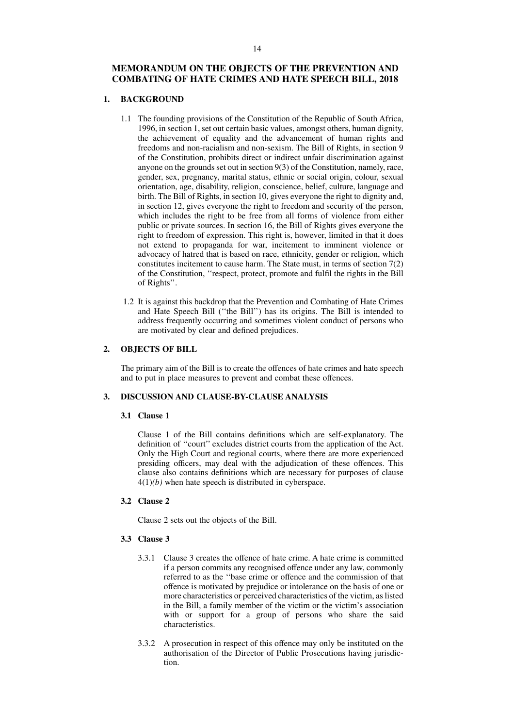# MEMORANDUM ON THE OBJECTS OF THE PREVENTION AND COMBATING OF HATE CRIMES AND HATE SPEECH BILL, 2018

## 1. BACKGROUND

1.1 The founding provisions of the Constitution of the Republic of South Africa, 1996, in section 1, set out certain basic values, amongst others, human dignity, the achievement of equality and the advancement of human rights and freedoms and non-racialism and non-sexism. The Bill of Rights, in section 9 of the Constitution, prohibits direct or indirect unfair discrimination against anyone on the grounds set out in section 9(3) of the Constitution, namely, race, gender, sex, pregnancy, marital status, ethnic or social origin, colour, sexual orientation, age, disability, religion, conscience, belief, culture, language and birth. The Bill of Rights, in section 10, gives everyone the right to dignity and, in section 12, gives everyone the right to freedom and security of the person, which includes the right to be free from all forms of violence from either public or private sources. In section 16, the Bill of Rights gives everyone the right to freedom of expression. This right is, however, limited in that it does not extend to propaganda for war, incitement to imminent violence or advocacy of hatred that is based on race, ethnicity, gender or religion, which constitutes incitement to cause harm. The State must, in terms of section 7(2) of the Constitution, ''respect, protect, promote and fulfil the rights in the Bill of Rights''.

1.2 It is against this backdrop that the Prevention and Combating of Hate Crimes and Hate Speech Bill (''the Bill'') has its origins. The Bill is intended to address frequently occurring and sometimes violent conduct of persons who are motivated by clear and defined prejudices.

## 2. OBJECTS OF BILL

The primary aim of the Bill is to create the offences of hate crimes and hate speech and to put in place measures to prevent and combat these offences.

## 3. DISCUSSION AND CLAUSE-BY-CLAUSE ANALYSIS

### 3.1 Clause 1

Clause 1 of the Bill contains definitions which are self-explanatory. The definition of ''court'' excludes district courts from the application of the Act. Only the High Court and regional courts, where there are more experienced presiding officers, may deal with the adjudication of these offences. This clause also contains definitions which are necessary for purposes of clause 4(1)*(b)* when hate speech is distributed in cyberspace.

### 3.2 Clause 2

Clause 2 sets out the objects of the Bill.

### 3.3 Clause 3

3.3.1 Clause 3 creates the offence of hate crime. A hate crime is committed if a person commits any recognised offence under any law, commonly referred to as the ''base crime or offence and the commission of that offence is motivated by prejudice or intolerance on the basis of one or more characteristics or perceived characteristics of the victim, as listed in the Bill, a family member of the victim or the victim's association with or support for a group of persons who share the said characteristics.

3.3.2 A prosecution in respect of this offence may only be instituted on the authorisation of the Director of Public Prosecutions having jurisdiction.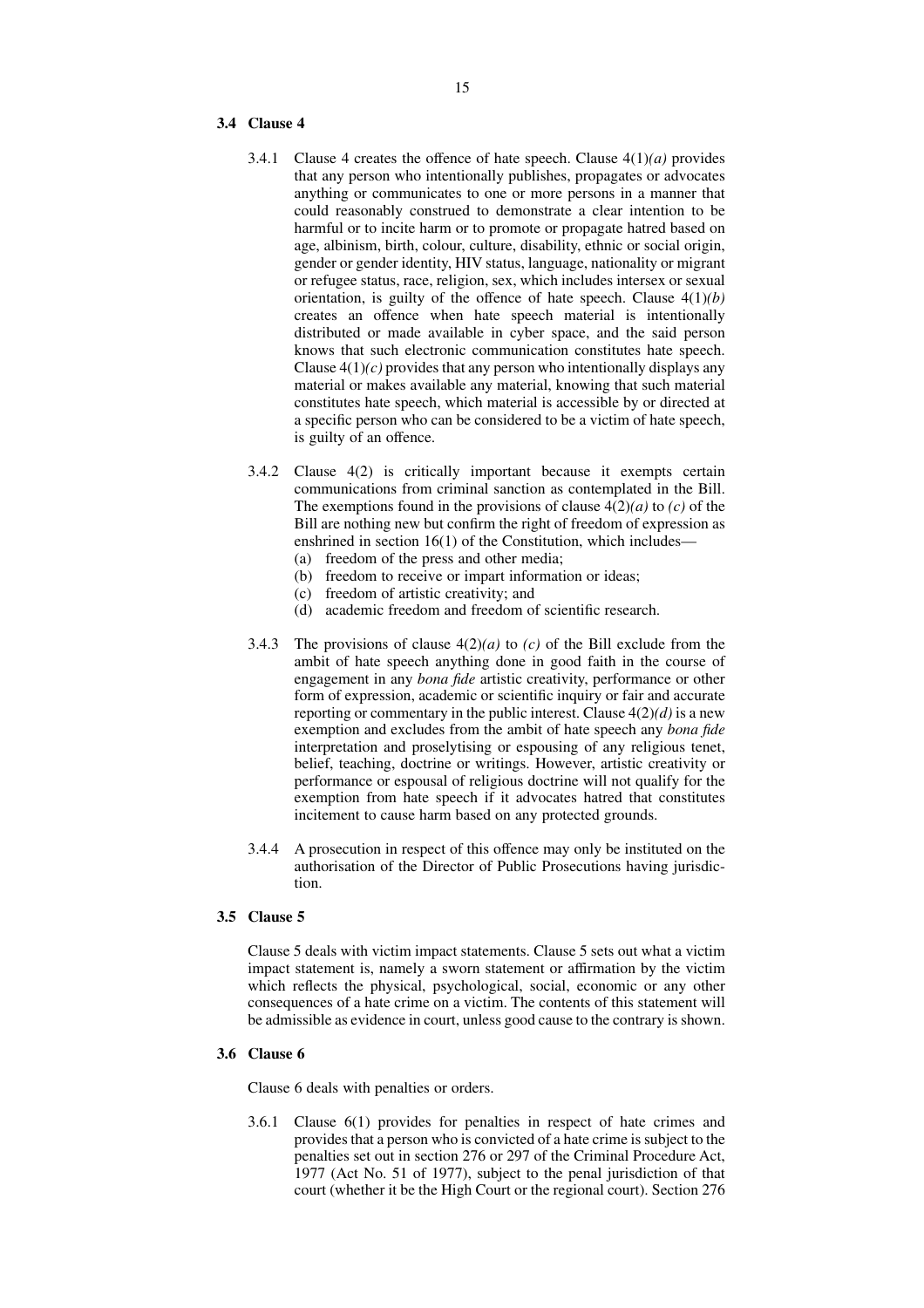### 3.4 Clause 4

3.4.1 Clause 4 creates the offence of hate speech. Clause 4(1)*(a)* provides that any person who intentionally publishes, propagates or advocates anything or communicates to one or more persons in a manner that could reasonably construed to demonstrate a clear intention to be harmful or to incite harm or to promote or propagate hatred based on age, albinism, birth, colour, culture, disability, ethnic or social origin, gender or gender identity, HIV status, language, nationality or migrant or refugee status, race, religion, sex, which includes intersex or sexual orientation, is guilty of the offence of hate speech. Clause 4(1)*(b)* creates an offence when hate speech material is intentionally distributed or made available in cyber space, and the said person knows that such electronic communication constitutes hate speech. Clause 4(1)*(c)* provides that any person who intentionally displays any material or makes available any material, knowing that such material constitutes hate speech, which material is accessible by or directed at a specific person who can be considered to be a victim of hate speech, is guilty of an offence.

3.4.2 Clause 4(2) is critically important because it exempts certain communications from criminal sanction as contemplated in the Bill. The exemptions found in the provisions of clause 4(2)*(a)* to *(c)* of the Bill are nothing new but confirm the right of freedom of expression as enshrined in section 16(1) of the Constitution, which includes—
- (a) freedom of the press and other media;
- (b) freedom to receive or impart information or ideas;
- (c) freedom of artistic creativity; and
- (d) academic freedom and freedom of scientific research.

3.4.3 The provisions of clause 4(2)*(a)* to *(c)* of the Bill exclude from the ambit of hate speech anything done in good faith in the course of engagement in any *bona fide* artistic creativity, performance or other form of expression, academic or scientific inquiry or fair and accurate reporting or commentary in the public interest. Clause 4(2)*(d)* is a new exemption and excludes from the ambit of hate speech any *bona fide* interpretation and proselytising or espousing of any religious tenet, belief, teaching, doctrine or writings. However, artistic creativity or performance or espousal of religious doctrine will not qualify for the exemption from hate speech if it advocates hatred that constitutes incitement to cause harm based on any protected grounds.

3.4.4 A prosecution in respect of this offence may only be instituted on the authorisation of the Director of Public Prosecutions having jurisdiction.

### 3.5 Clause 5

Clause 5 deals with victim impact statements. Clause 5 sets out what a victim impact statement is, namely a sworn statement or affirmation by the victim which reflects the physical, psychological, social, economic or any other consequences of a hate crime on a victim. The contents of this statement will be admissible as evidence in court, unless good cause to the contrary is shown.

### 3.6 Clause 6

Clause 6 deals with penalties or orders.

3.6.1 Clause 6(1) provides for penalties in respect of hate crimes and provides that a person who is convicted of a hate crime is subject to the penalties set out in section 276 or 297 of the Criminal Procedure Act, 1977 (Act No. 51 of 1977), subject to the penal jurisdiction of that court (whether it be the High Court or the regional court). Section 276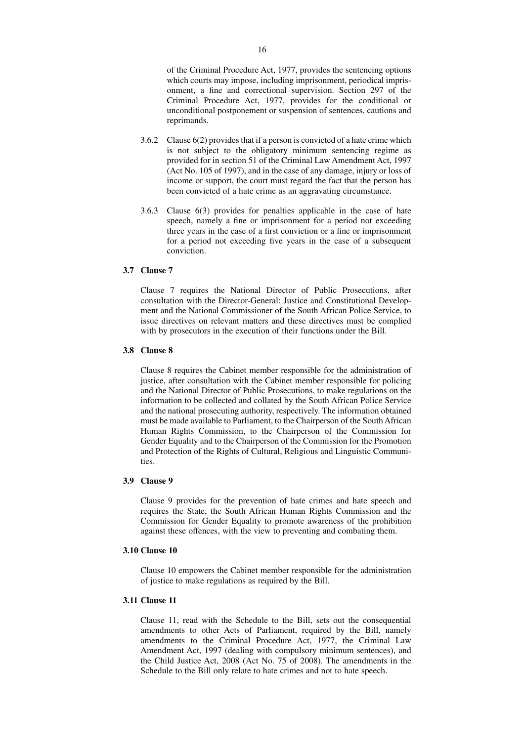of the Criminal Procedure Act, 1977, provides the sentencing options which courts may impose, including imprisonment, periodical imprisonment, a fine and correctional supervision. Section 297 of the Criminal Procedure Act, 1977, provides for the conditional or unconditional postponement or suspension of sentences, cautions and reprimands.

3.6.2 Clause 6(2) provides that if a person is convicted of a hate crime which is not subject to the obligatory minimum sentencing regime as provided for in section 51 of the Criminal Law Amendment Act, 1997 (Act No. 105 of 1997), and in the case of any damage, injury or loss of income or support, the court must regard the fact that the person has been convicted of a hate crime as an aggravating circumstance.

3.6.3 Clause 6(3) provides for penalties applicable in the case of hate speech, namely a fine or imprisonment for a period not exceeding three years in the case of a first conviction or a fine or imprisonment for a period not exceeding five years in the case of a subsequent conviction.

### 3.7 Clause 7

Clause 7 requires the National Director of Public Prosecutions, after consultation with the Director-General: Justice and Constitutional Development and the National Commissioner of the South African Police Service, to issue directives on relevant matters and these directives must be complied with by prosecutors in the execution of their functions under the Bill.

### 3.8 Clause 8

Clause 8 requires the Cabinet member responsible for the administration of justice, after consultation with the Cabinet member responsible for policing and the National Director of Public Prosecutions, to make regulations on the information to be collected and collated by the South African Police Service and the national prosecuting authority, respectively. The information obtained must be made available to Parliament, to the Chairperson of the South African Human Rights Commission, to the Chairperson of the Commission for Gender Equality and to the Chairperson of the Commission for the Promotion and Protection of the Rights of Cultural, Religious and Linguistic Communities.

### 3.9 Clause 9

Clause 9 provides for the prevention of hate crimes and hate speech and requires the State, the South African Human Rights Commission and the Commission for Gender Equality to promote awareness of the prohibition against these offences, with the view to preventing and combating them.

### 3.10 Clause 10

Clause 10 empowers the Cabinet member responsible for the administration of justice to make regulations as required by the Bill.

### 3.11 Clause 11

Clause 11, read with the Schedule to the Bill, sets out the consequential amendments to other Acts of Parliament, required by the Bill, namely amendments to the Criminal Procedure Act, 1977, the Criminal Law Amendment Act, 1997 (dealing with compulsory minimum sentences), and the Child Justice Act, 2008 (Act No. 75 of 2008). The amendments in the Schedule to the Bill only relate to hate crimes and not to hate speech.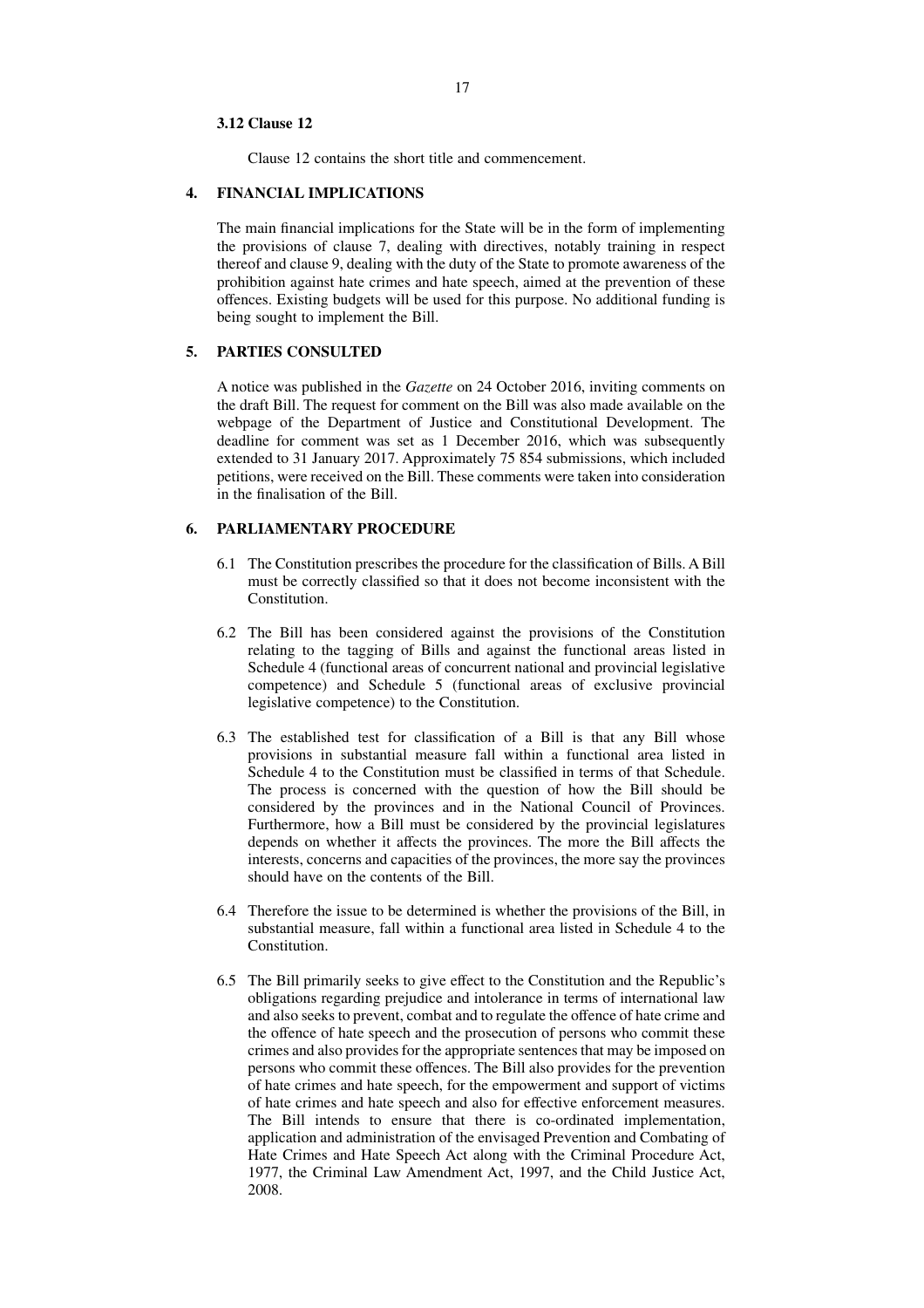### 3.12 Clause 12

Clause 12 contains the short title and commencement.

## 4. FINANCIAL IMPLICATIONS

The main financial implications for the State will be in the form of implementing the provisions of clause 7, dealing with directives, notably training in respect thereof and clause 9, dealing with the duty of the State to promote awareness of the prohibition against hate crimes and hate speech, aimed at the prevention of these offences. Existing budgets will be used for this purpose. No additional funding is being sought to implement the Bill.

## 5. PARTIES CONSULTED

A notice was published in the *Gazette* on 24 October 2016, inviting comments on the draft Bill. The request for comment on the Bill was also made available on the webpage of the Department of Justice and Constitutional Development. The deadline for comment was set as 1 December 2016, which was subsequently extended to 31 January 2017. Approximately 75 854 submissions, which included petitions, were received on the Bill. These comments were taken into consideration in the finalisation of the Bill.

## 6. PARLIAMENTARY PROCEDURE

6.1 The Constitution prescribes the procedure for the classification of Bills. A Bill must be correctly classified so that it does not become inconsistent with the Constitution.

6.2 The Bill has been considered against the provisions of the Constitution relating to the tagging of Bills and against the functional areas listed in Schedule 4 (functional areas of concurrent national and provincial legislative competence) and Schedule 5 (functional areas of exclusive provincial legislative competence) to the Constitution.

6.3 The established test for classification of a Bill is that any Bill whose provisions in substantial measure fall within a functional area listed in Schedule 4 to the Constitution must be classified in terms of that Schedule. The process is concerned with the question of how the Bill should be considered by the provinces and in the National Council of Provinces. Furthermore, how a Bill must be considered by the provincial legislatures depends on whether it affects the provinces. The more the Bill affects the interests, concerns and capacities of the provinces, the more say the provinces should have on the contents of the Bill.

6.4 Therefore the issue to be determined is whether the provisions of the Bill, in substantial measure, fall within a functional area listed in Schedule 4 to the Constitution.

6.5 The Bill primarily seeks to give effect to the Constitution and the Republic's obligations regarding prejudice and intolerance in terms of international law and also seeks to prevent, combat and to regulate the offence of hate crime and the offence of hate speech and the prosecution of persons who commit these crimes and also provides for the appropriate sentences that may be imposed on persons who commit these offences. The Bill also provides for the prevention of hate crimes and hate speech, for the empowerment and support of victims of hate crimes and hate speech and also for effective enforcement measures. The Bill intends to ensure that there is co-ordinated implementation, application and administration of the envisaged Prevention and Combating of Hate Crimes and Hate Speech Act along with the Criminal Procedure Act, 1977, the Criminal Law Amendment Act, 1997, and the Child Justice Act, 2008.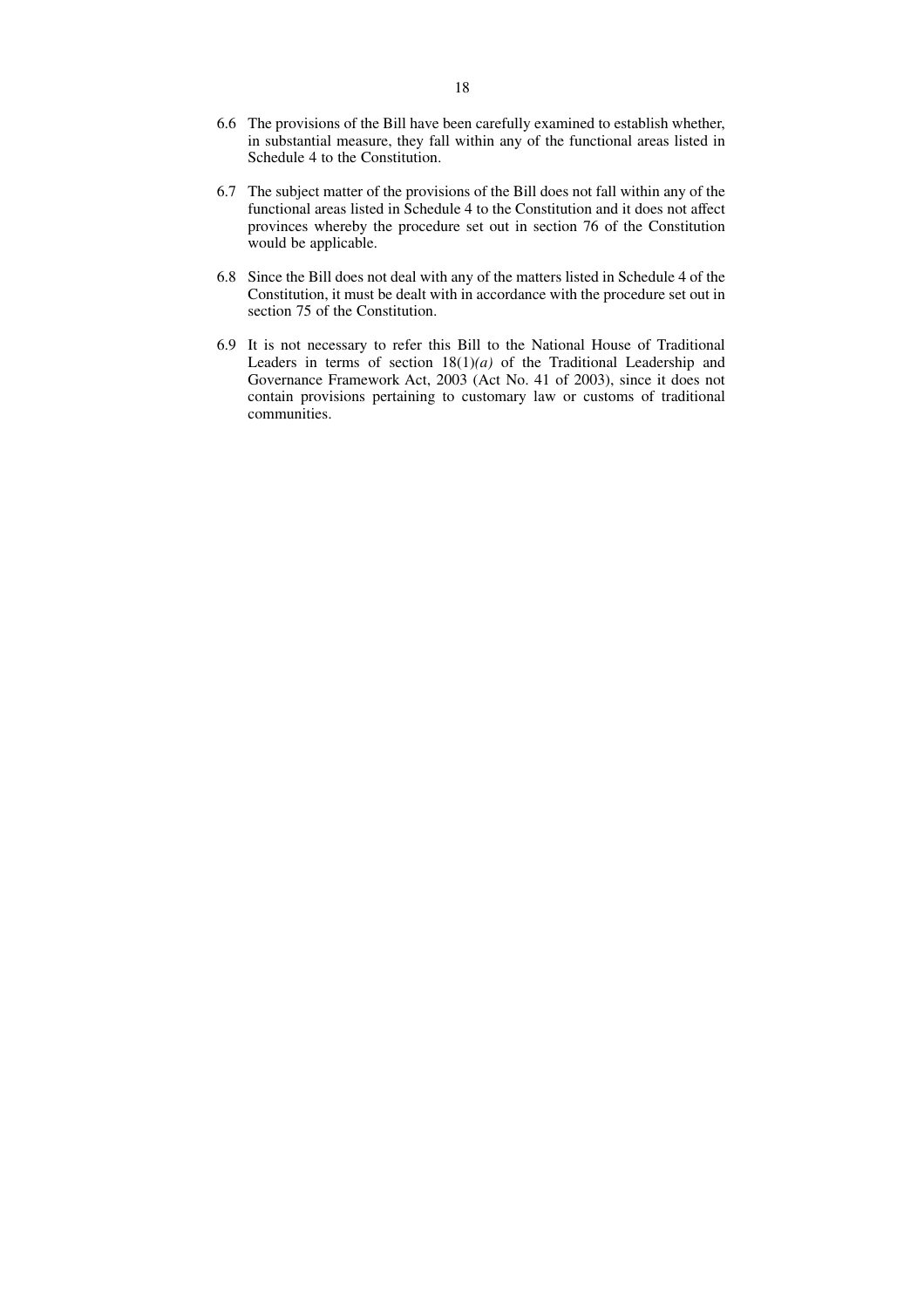6.6 The provisions of the Bill have been carefully examined to establish whether, in substantial measure, they fall within any of the functional areas listed in Schedule 4 to the Constitution.

6.7 The subject matter of the provisions of the Bill does not fall within any of the functional areas listed in Schedule 4 to the Constitution and it does not affect provinces whereby the procedure set out in section 76 of the Constitution would be applicable.

6.8 Since the Bill does not deal with any of the matters listed in Schedule 4 of the Constitution, it must be dealt with in accordance with the procedure set out in section 75 of the Constitution.

6.9 It is not necessary to refer this Bill to the National House of Traditional Leaders in terms of section 18(1)*(a)* of the Traditional Leadership and Governance Framework Act, 2003 (Act No. 41 of 2003), since it does not contain provisions pertaining to customary law or customs of traditional communities.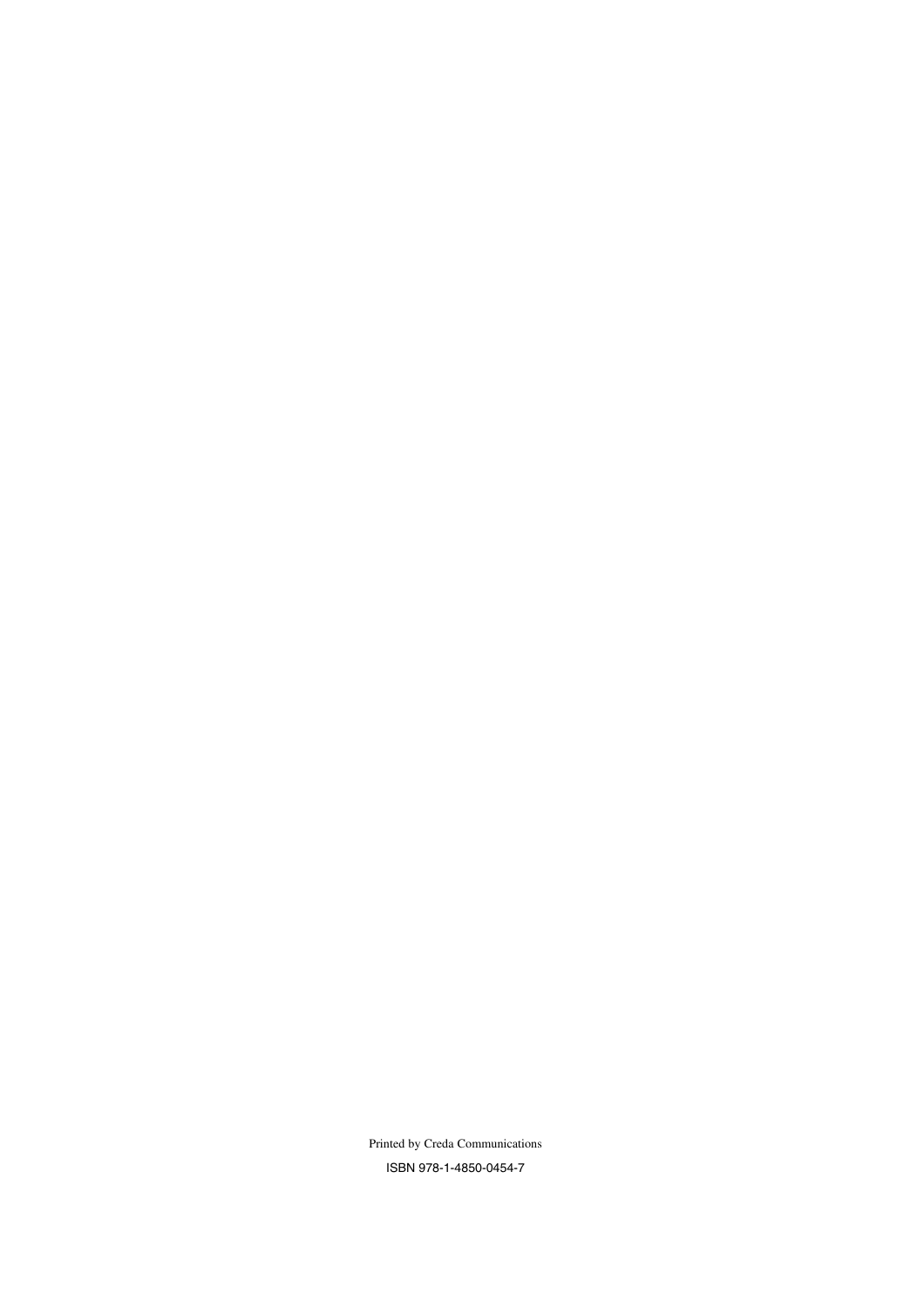Printed by Creda Communications

ISBN 978-1-4850-0454-7